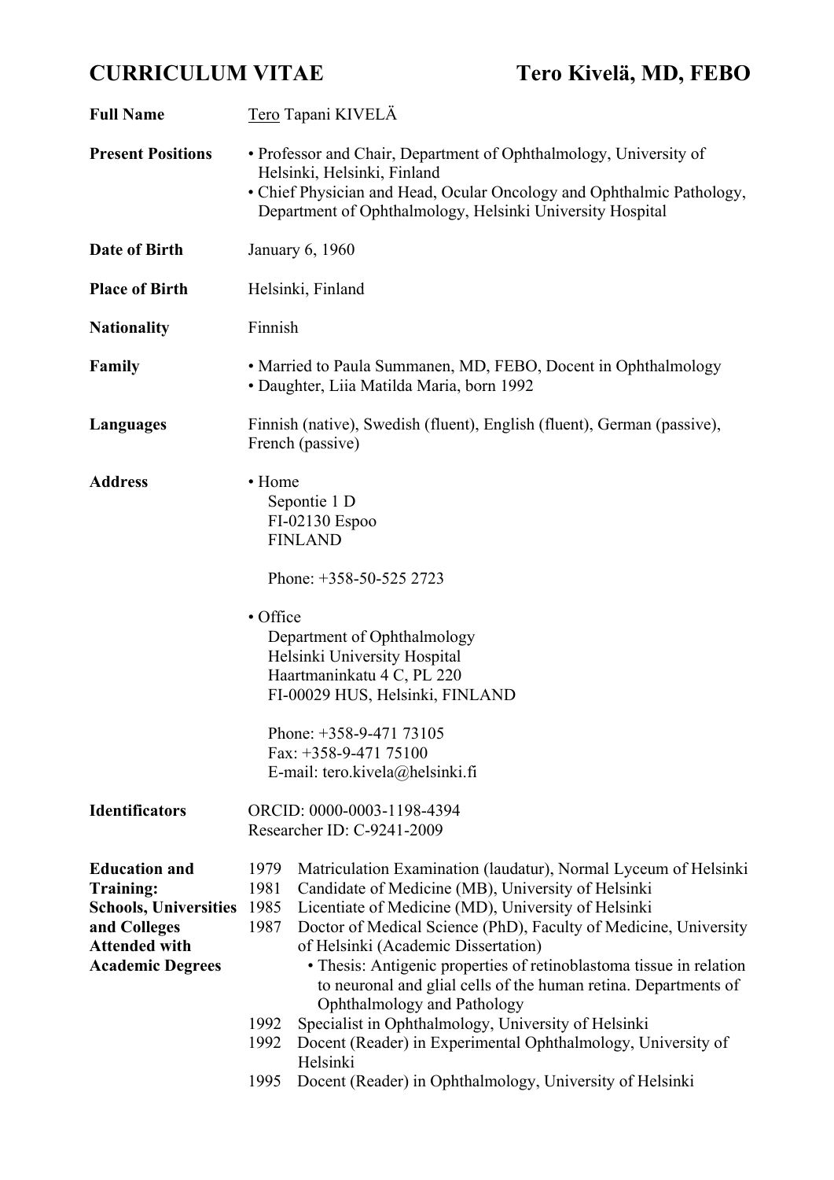# CURRICULUM VITAE — Tero Kivelä, MD, FEBO

**Full Name**
Tero Tapani KIVELÄ

**Present Positions**
- Professor and Chair, Department of Ophthalmology, University of Helsinki, Helsinki, Finland
- Chief Physician and Head, Ocular Oncology and Ophthalmic Pathology, Department of Ophthalmology, Helsinki University Hospital

**Date of Birth**
January 6, 1960

**Place of Birth**
Helsinki, Finland

**Nationality**
Finnish

**Family**
- Married to Paula Summanen, MD, FEBO, Docent in Ophthalmology
- Daughter, Liia Matilda Maria, born 1992

**Languages**
Finnish (native), Swedish (fluent), English (fluent), German (passive), French (passive)

**Address**
- Home
  Sepontie 1 D
  FI-02130 Espoo
  FINLAND

  Phone: +358-50-525 2723

- Office
  Department of Ophthalmology
  Helsinki University Hospital
  Haartmaninkatu 4 C, PL 220
  FI-00029 HUS, Helsinki, FINLAND

  Phone: +358-9-471 73105
  Fax: +358-9-471 75100
  E-mail: tero.kivela@helsinki.fi

**Identificators**
ORCID: 0000-0003-1198-4394
Researcher ID: C-9241-2009

**Education and Training: Schools, Universities and Colleges Attended with Academic Degrees**

- 1979 Matriculation Examination (laudatur), Normal Lyceum of Helsinki
- 1981 Candidate of Medicine (MB), University of Helsinki
- 1985 Licentiate of Medicine (MD), University of Helsinki
- 1987 Doctor of Medical Science (PhD), Faculty of Medicine, University of Helsinki (Academic Dissertation)
  - Thesis: Antigenic properties of retinoblastoma tissue in relation to neuronal and glial cells of the human retina. Departments of Ophthalmology and Pathology
- 1992 Specialist in Ophthalmology, University of Helsinki
- 1992 Docent (Reader) in Experimental Ophthalmology, University of Helsinki
- 1995 Docent (Reader) in Ophthalmology, University of Helsinki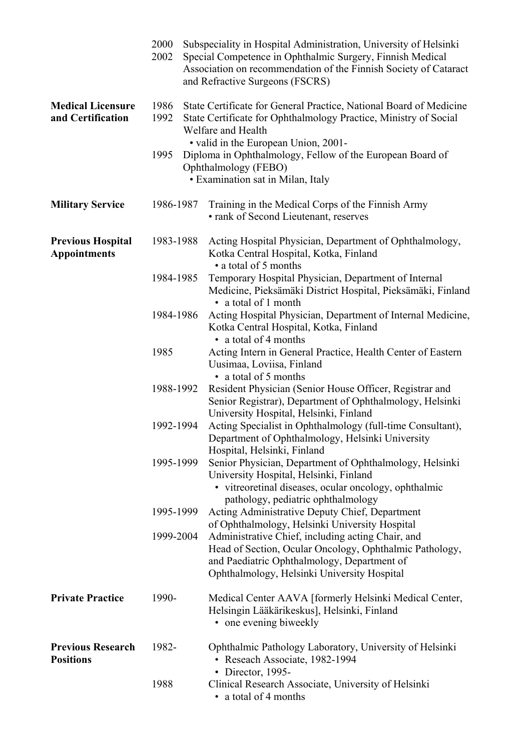| | | |
|---|---|---|
| | 2000 | Subspeciality in Hospital Administration, University of Helsinki |
| | 2002 | Special Competence in Ophthalmic Surgery, Finnish Medical Association on recommendation of the Finnish Society of Cataract and Refractive Surgeons (FSCRS) |
| **Medical Licensure and Certification** | 1986 | State Certificate for General Practice, National Board of Medicine |
| | 1992 | State Certificate for Ophthalmology Practice, Ministry of Social Welfare and Health<br>• valid in the European Union, 2001- |
| | 1995 | Diploma in Ophthalmology, Fellow of the European Board of Ophthalmology (FEBO)<br>• Examination sat in Milan, Italy |
| **Military Service** | 1986-1987 | Training in the Medical Corps of the Finnish Army<br>• rank of Second Lieutenant, reserves |
| **Previous Hospital Appointments** | 1983-1988 | Acting Hospital Physician, Department of Ophthalmology, Kotka Central Hospital, Kotka, Finland<br>• a total of 5 months |
| | 1984-1985 | Temporary Hospital Physician, Department of Internal Medicine, Pieksämäki District Hospital, Pieksämäki, Finland<br>• a total of 1 month |
| | 1984-1986 | Acting Hospital Physician, Department of Internal Medicine, Kotka Central Hospital, Kotka, Finland<br>• a total of 4 months |
| | 1985 | Acting Intern in General Practice, Health Center of Eastern Uusimaa, Loviisa, Finland<br>• a total of 5 months |
| | 1988-1992 | Resident Physician (Senior House Officer, Registrar and Senior Registrar), Department of Ophthalmology, Helsinki University Hospital, Helsinki, Finland |
| | 1992-1994 | Acting Specialist in Ophthalmology (full-time Consultant), Department of Ophthalmology, Helsinki University Hospital, Helsinki, Finland |
| | 1995-1999 | Senior Physician, Department of Ophthalmology, Helsinki University Hospital, Helsinki, Finland<br>• vitreoretinal diseases, ocular oncology, ophthalmic pathology, pediatric ophthalmology |
| | 1995-1999 | Acting Administrative Deputy Chief, Department of Ophthalmology, Helsinki University Hospital |
| | 1999-2004 | Administrative Chief, including acting Chair, and Head of Section, Ocular Oncology, Ophthalmic Pathology, and Paediatric Ophthalmology, Department of Ophthalmology, Helsinki University Hospital |
| **Private Practice** | 1990- | Medical Center AAVA [formerly Helsinki Medical Center, Helsingin Lääkärikeskus], Helsinki, Finland<br>• one evening biweekly |
| **Previous Research Positions** | 1982- | Ophthalmic Pathology Laboratory, University of Helsinki<br>• Reseach Associate, 1982-1994<br>• Director, 1995- |
| | 1988 | Clinical Research Associate, University of Helsinki<br>• a total of 4 months |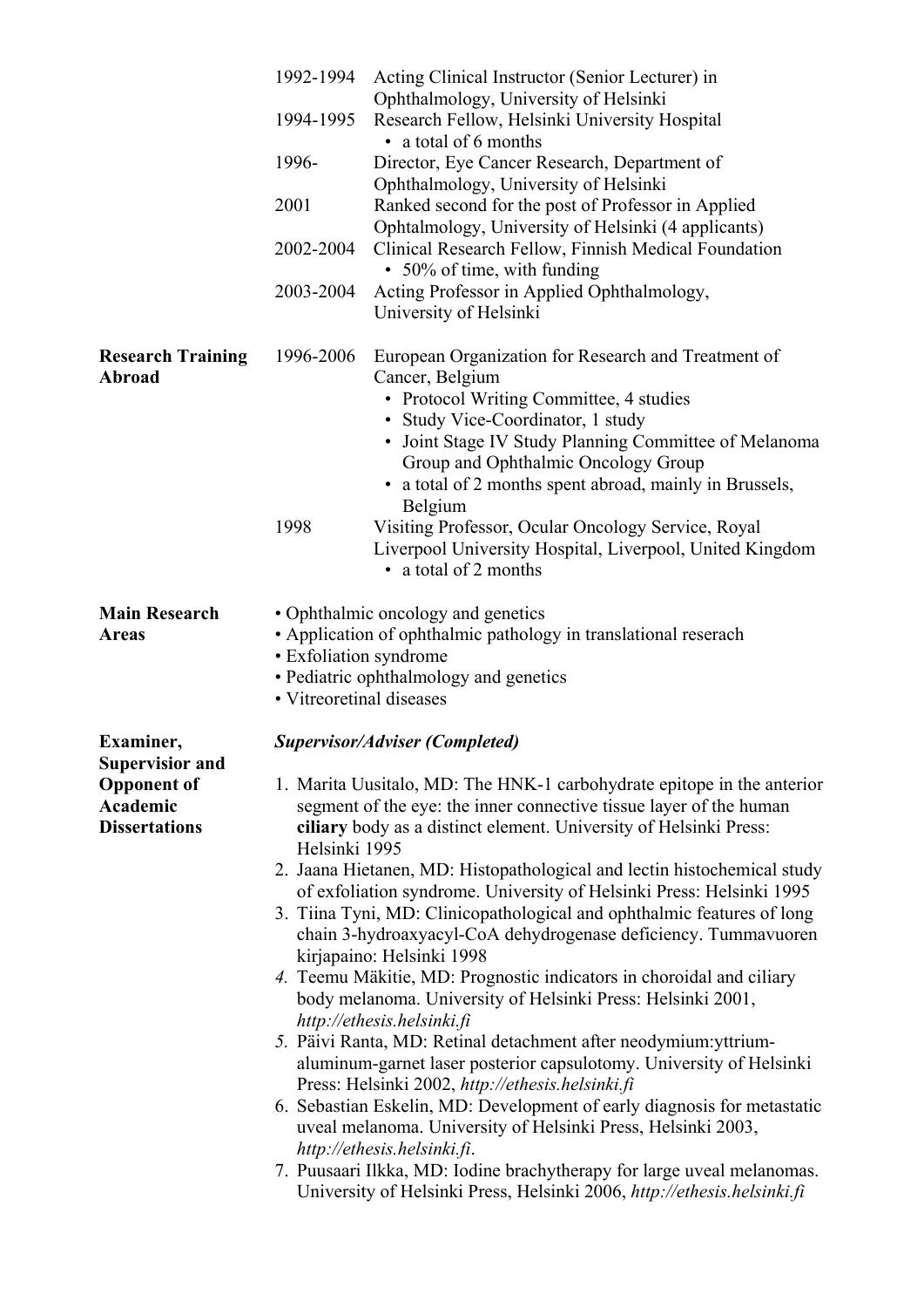| | | |
|---|---|---|
| | 1992-1994 | Acting Clinical Instructor (Senior Lecturer) in Ophthalmology, University of Helsinki |
| | 1994-1995 | Research Fellow, Helsinki University Hospital<br>• a total of 6 months |
| | 1996- | Director, Eye Cancer Research, Department of Ophthalmology, University of Helsinki |
| | 2001 | Ranked second for the post of Professor in Applied Ophtalmology, University of Helsinki (4 applicants) |
| | 2002-2004 | Clinical Research Fellow, Finnish Medical Foundation<br>• 50% of time, with funding |
| | 2003-2004 | Acting Professor in Applied Ophthalmology, University of Helsinki |
| **Research Training Abroad** | 1996-2006 | European Organization for Research and Treatment of Cancer, Belgium<br>• Protocol Writing Committee, 4 studies<br>• Study Vice-Coordinator, 1 study<br>• Joint Stage IV Study Planning Committee of Melanoma Group and Ophthalmic Oncology Group<br>• a total of 2 months spent abroad, mainly in Brussels, Belgium |
| | 1998 | Visiting Professor, Ocular Oncology Service, Royal Liverpool University Hospital, Liverpool, United Kingdom<br>• a total of 2 months |

**Main Research Areas**

- Ophthalmic oncology and genetics
- Application of ophthalmic pathology in translational reserach
- Exfoliation syndrome
- Pediatric ophthalmology and genetics
- Vitreoretinal diseases

**Examiner, Supervisior and Opponent of Academic Dissertations**

***Supervisor/Adviser (Completed)***

1. Marita Uusitalo, MD: The HNK-1 carbohydrate epitope in the anterior segment of the eye: the inner connective tissue layer of the human **ciliary** body as a distinct element. University of Helsinki Press: Helsinki 1995
2. Jaana Hietanen, MD: Histopathological and lectin histochemical study of exfoliation syndrome. University of Helsinki Press: Helsinki 1995
3. Tiina Tyni, MD: Clinicopathological and ophthalmic features of long chain 3-hydroaxyacyl-CoA dehydrogenase deficiency. Tummavuoren kirjapaino: Helsinki 1998
4. Teemu Mäkitie, MD: Prognostic indicators in choroidal and ciliary body melanoma. University of Helsinki Press: Helsinki 2001, *http://ethesis.helsinki.fi*
5. Päivi Ranta, MD: Retinal detachment after neodymium:yttrium-aluminum-garnet laser posterior capsulotomy. University of Helsinki Press: Helsinki 2002, *http://ethesis.helsinki.fi*
6. Sebastian Eskelin, MD: Development of early diagnosis for metastatic uveal melanoma. University of Helsinki Press, Helsinki 2003, *http://ethesis.helsinki.fi*.
7. Puusaari Ilkka, MD: Iodine brachytherapy for large uveal melanomas. University of Helsinki Press, Helsinki 2006, *http://ethesis.helsinki.fi*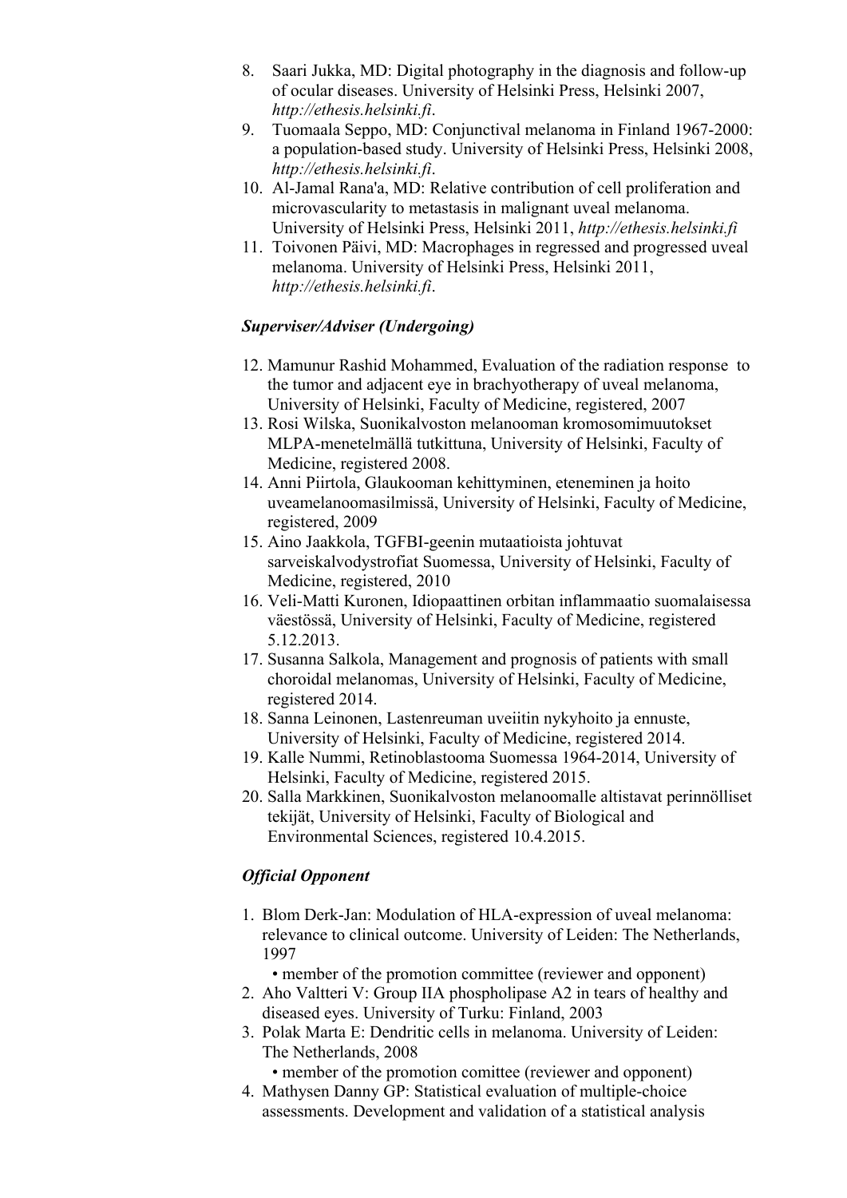8. Saari Jukka, MD: Digital photography in the diagnosis and follow-up of ocular diseases. University of Helsinki Press, Helsinki 2007, *http://ethesis.helsinki.fi*.
9. Tuomaala Seppo, MD: Conjunctival melanoma in Finland 1967-2000: a population-based study. University of Helsinki Press, Helsinki 2008, *http://ethesis.helsinki.fi*.
10. Al-Jamal Rana'a, MD: Relative contribution of cell proliferation and microvascularity to metastasis in malignant uveal melanoma. University of Helsinki Press, Helsinki 2011, *http://ethesis.helsinki.fi*
11. Toivonen Päivi, MD: Macrophages in regressed and progressed uveal melanoma. University of Helsinki Press, Helsinki 2011, *http://ethesis.helsinki.fi*.

***Superviser/Adviser (Undergoing)***

12. Mamunur Rashid Mohammed, Evaluation of the radiation response to the tumor and adjacent eye in brachyotherapy of uveal melanoma, University of Helsinki, Faculty of Medicine, registered, 2007
13. Rosi Wilska, Suonikalvoston melanooman kromosomimuutokset MLPA-menetelmällä tutkittuna, University of Helsinki, Faculty of Medicine, registered 2008.
14. Anni Piirtola, Glaukooman kehittyminen, eteneminen ja hoito uveamelanoomasilmissä, University of Helsinki, Faculty of Medicine, registered, 2009
15. Aino Jaakkola, TGFBI-geenin mutaatioista johtuvat sarveiskalvodystrofiat Suomessa, University of Helsinki, Faculty of Medicine, registered, 2010
16. Veli-Matti Kuronen, Idiopaattinen orbitan inflammaatio suomalaisessa väestössä, University of Helsinki, Faculty of Medicine, registered 5.12.2013.
17. Susanna Salkola, Management and prognosis of patients with small choroidal melanomas, University of Helsinki, Faculty of Medicine, registered 2014.
18. Sanna Leinonen, Lastenreuman uveiitin nykyhoito ja ennuste, University of Helsinki, Faculty of Medicine, registered 2014.
19. Kalle Nummi, Retinoblastooma Suomessa 1964-2014, University of Helsinki, Faculty of Medicine, registered 2015.
20. Salla Markkinen, Suonikalvoston melanoomalle altistavat perinnölliset tekijät, University of Helsinki, Faculty of Biological and Environmental Sciences, registered 10.4.2015.

***Official Opponent***

1. Blom Derk-Jan: Modulation of HLA-expression of uveal melanoma: relevance to clinical outcome. University of Leiden: The Netherlands, 1997
   - member of the promotion committee (reviewer and opponent)
2. Aho Valtteri V: Group IIA phospholipase A2 in tears of healthy and diseased eyes. University of Turku: Finland, 2003
3. Polak Marta E: Dendritic cells in melanoma. University of Leiden: The Netherlands, 2008
   - member of the promotion comittee (reviewer and opponent)
4. Mathysen Danny GP: Statistical evaluation of multiple-choice assessments. Development and validation of a statistical analysis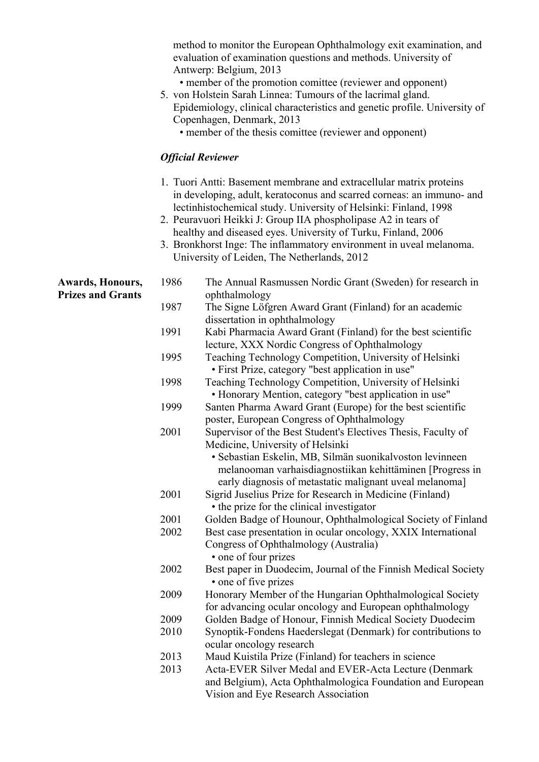method to monitor the European Ophthalmology exit examination, and evaluation of examination questions and methods. University of Antwerp: Belgium, 2013
   • member of the promotion comittee (reviewer and opponent)

5. von Holstein Sarah Linnea: Tumours of the lacrimal gland. Epidemiology, clinical characteristics and genetic profile. University of Copenhagen, Denmark, 2013
   • member of the thesis comittee (reviewer and opponent)

***Official Reviewer***

1. Tuori Antti: Basement membrane and extracellular matrix proteins in developing, adult, keratoconus and scarred corneas: an immuno- and lectinhistochemical study. University of Helsinki: Finland, 1998
2. Peuravuori Heikki J: Group IIA phospholipase A2 in tears of healthy and diseased eyes. University of Turku, Finland, 2006
3. Bronkhorst Inge: The inflammatory environment in uveal melanoma. University of Leiden, The Netherlands, 2012

**Awards, Honours, Prizes and Grants**

- 1986 The Annual Rasmussen Nordic Grant (Sweden) for research in ophthalmology
- 1987 The Signe Löfgren Award Grant (Finland) for an academic dissertation in ophthalmology
- 1991 Kabi Pharmacia Award Grant (Finland) for the best scientific lecture, XXX Nordic Congress of Ophthalmology
- 1995 Teaching Technology Competition, University of Helsinki
  • First Prize, category "best application in use"
- 1998 Teaching Technology Competition, University of Helsinki
  • Honorary Mention, category "best application in use"
- 1999 Santen Pharma Award Grant (Europe) for the best scientific poster, European Congress of Ophthalmology
- 2001 Supervisor of the Best Student's Electives Thesis, Faculty of Medicine, University of Helsinki
  • Sebastian Eskelin, MB, Silmän suonikalvoston levinneen melanooman varhaisdiagnostiikan kehittäminen [Progress in early diagnosis of metastatic malignant uveal melanoma]
- 2001 Sigrid Juselius Prize for Research in Medicine (Finland)
  • the prize for the clinical investigator
- 2001 Golden Badge of Hounour, Ophthalmological Society of Finland
- 2002 Best case presentation in ocular oncology, XXIX International Congress of Ophthalmology (Australia)
  • one of four prizes
- 2002 Best paper in Duodecim, Journal of the Finnish Medical Society
  • one of five prizes
- 2009 Honorary Member of the Hungarian Ophthalmological Society for advancing ocular oncology and European ophthalmology
- 2009 Golden Badge of Honour, Finnish Medical Society Duodecim
- 2010 Synoptik-Fondens Haederslegat (Denmark) for contributions to ocular oncology research
- 2013 Maud Kuistila Prize (Finland) for teachers in science
- 2013 Acta-EVER Silver Medal and EVER-Acta Lecture (Denmark and Belgium), Acta Ophthalmologica Foundation and European Vision and Eye Research Association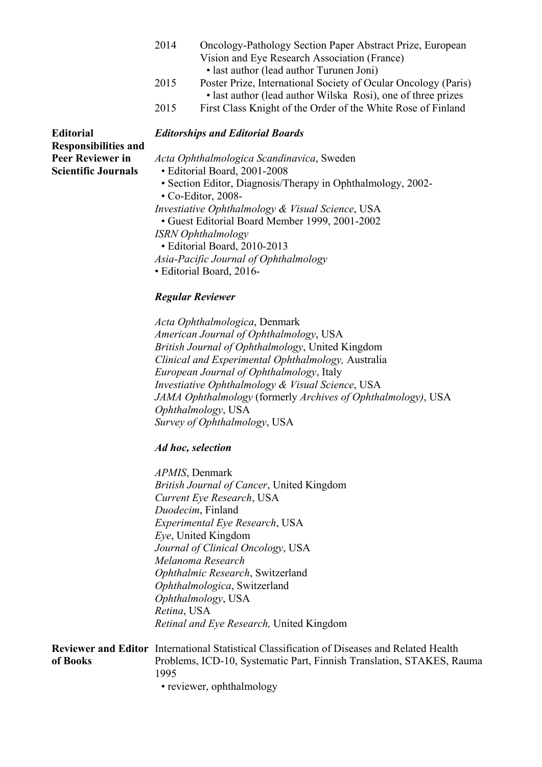2014 Oncology-Pathology Section Paper Abstract Prize, European Vision and Eye Research Association (France)
- last author (lead author Turunen Joni)

2015 Poster Prize, International Society of Ocular Oncology (Paris)
- last author (lead author Wilska Rosi), one of three prizes

2015 First Class Knight of the Order of the White Rose of Finland

**Editorial Responsibilities and Peer Reviewer in Scientific Journals**

***Editorships and Editorial Boards***

*Acta Ophthalmologica Scandinavica*, Sweden
- Editorial Board, 2001-2008
- Section Editor, Diagnosis/Therapy in Ophthalmology, 2002-
- Co-Editor, 2008-

*Investiative Ophthalmology & Visual Science*, USA
- Guest Editorial Board Member 1999, 2001-2002

*ISRN Ophthalmology*
- Editorial Board, 2010-2013

*Asia-Pacific Journal of Ophthalmology*
- Editorial Board, 2016-

***Regular Reviewer***

*Acta Ophthalmologica*, Denmark
*American Journal of Ophthalmology*, USA
*British Journal of Ophthalmology*, United Kingdom
*Clinical and Experimental Ophthalmology,* Australia
*European Journal of Ophthalmology*, Italy
*Investiative Ophthalmology & Visual Science*, USA
*JAMA Ophthalmology* (formerly *Archives of Ophthalmology)*, USA
*Ophthalmology*, USA
*Survey of Ophthalmology*, USA

***Ad hoc, selection***

*APMIS*, Denmark
*British Journal of Cancer*, United Kingdom
*Current Eye Research*, USA
*Duodecim*, Finland
*Experimental Eye Research*, USA
*Eye*, United Kingdom
*Journal of Clinical Oncology*, USA
*Melanoma Research*
*Ophthalmic Research*, Switzerland
*Ophthalmologica*, Switzerland
*Ophthalmology*, USA
*Retina*, USA
*Retinal and Eye Research,* United Kingdom

**Reviewer and Editor of Books**

International Statistical Classification of Diseases and Related Health Problems, ICD-10, Systematic Part, Finnish Translation, STAKES, Rauma 1995
- reviewer, ophthalmology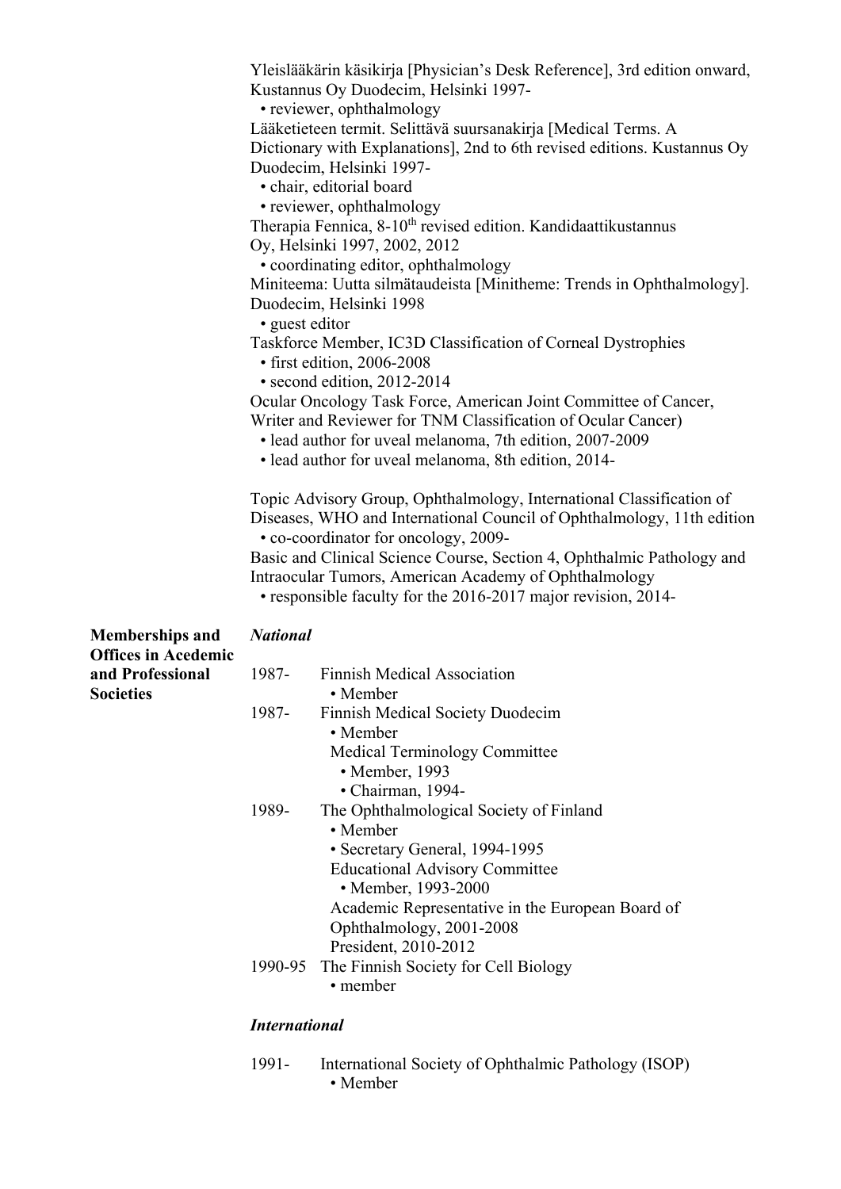Yleislääkärin käsikirja [Physician's Desk Reference], 3rd edition onward, Kustannus Oy Duodecim, Helsinki 1997-
- reviewer, ophthalmology

Lääketieteen termit. Selittävä suursanakirja [Medical Terms. A Dictionary with Explanations], 2nd to 6th revised editions. Kustannus Oy Duodecim, Helsinki 1997-
- chair, editorial board
- reviewer, ophthalmology

Therapia Fennica, 8-10th revised edition. Kandidaattikustannus Oy, Helsinki 1997, 2002, 2012
- coordinating editor, ophthalmology

Miniteema: Uutta silmätaudeista [Minitheme: Trends in Ophthalmology]. Duodecim, Helsinki 1998
- guest editor

Taskforce Member, IC3D Classification of Corneal Dystrophies
- first edition, 2006-2008
- second edition, 2012-2014

Ocular Oncology Task Force, American Joint Committee of Cancer, Writer and Reviewer for TNM Classification of Ocular Cancer)
- lead author for uveal melanoma, 7th edition, 2007-2009
- lead author for uveal melanoma, 8th edition, 2014-

Topic Advisory Group, Ophthalmology, International Classification of Diseases, WHO and International Council of Ophthalmology, 11th edition
- co-coordinator for oncology, 2009-

Basic and Clinical Science Course, Section 4, Ophthalmic Pathology and Intraocular Tumors, American Academy of Ophthalmology
- responsible faculty for the 2016-2017 major revision, 2014-

**Memberships and Offices in Acedemic and Professional Societies**

***National***

1987- Finnish Medical Association
- Member

1987- Finnish Medical Society Duodecim
- Member
- Medical Terminology Committee
  - Member, 1993
  - Chairman, 1994-

1989- The Ophthalmological Society of Finland
- Member
- Secretary General, 1994-1995
- Educational Advisory Committee
  - Member, 1993-2000
- Academic Representative in the European Board of Ophthalmology, 2001-2008
- President, 2010-2012

1990-95 The Finnish Society for Cell Biology
- member

***International***

1991- International Society of Ophthalmic Pathology (ISOP)
- Member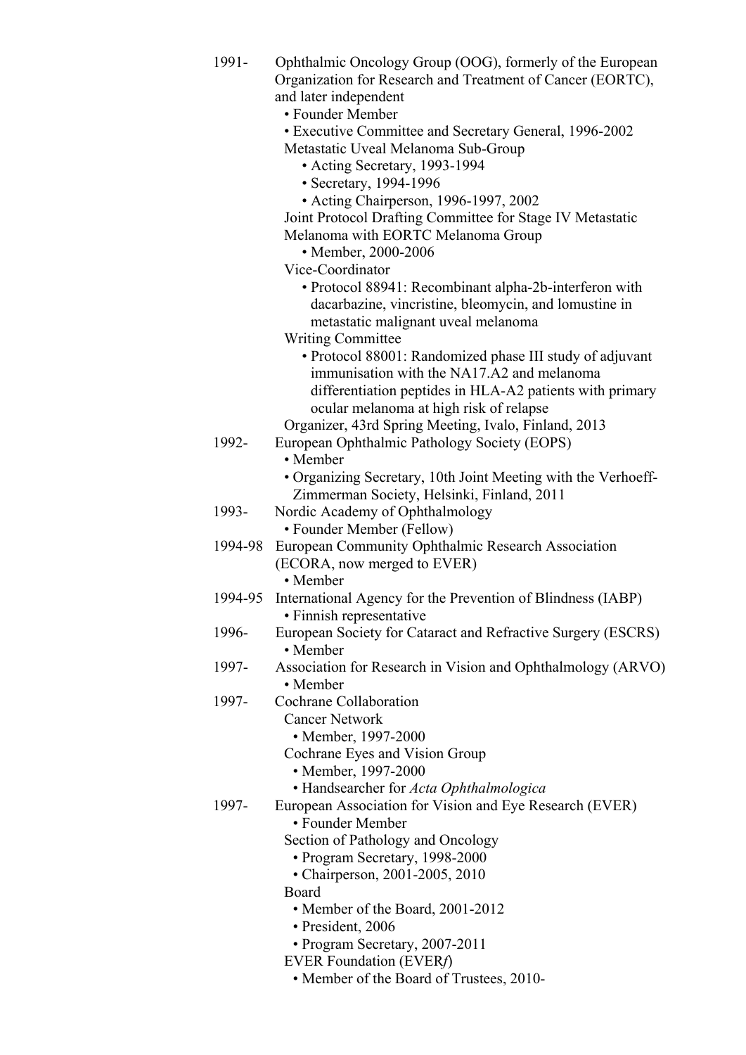1991- Ophthalmic Oncology Group (OOG), formerly of the European Organization for Research and Treatment of Cancer (EORTC), and later independent

- Founder Member
- Executive Committee and Secretary General, 1996-2002

Metastatic Uveal Melanoma Sub-Group

- Acting Secretary, 1993-1994
- Secretary, 1994-1996
- Acting Chairperson, 1996-1997, 2002

Joint Protocol Drafting Committee for Stage IV Metastatic Melanoma with EORTC Melanoma Group

- Member, 2000-2006

Vice-Coordinator

- Protocol 88941: Recombinant alpha-2b-interferon with dacarbazine, vincristine, bleomycin, and lomustine in metastatic malignant uveal melanoma

Writing Committee

- Protocol 88001: Randomized phase III study of adjuvant immunisation with the NA17.A2 and melanoma differentiation peptides in HLA-A2 patients with primary ocular melanoma at high risk of relapse

Organizer, 43rd Spring Meeting, Ivalo, Finland, 2013

1992- European Ophthalmic Pathology Society (EOPS)

- Member
- Organizing Secretary, 10th Joint Meeting with the Verhoeff-Zimmerman Society, Helsinki, Finland, 2011

1993- Nordic Academy of Ophthalmology

- Founder Member (Fellow)

1994-98 European Community Ophthalmic Research Association (ECORA, now merged to EVER)

- Member

1994-95 International Agency for the Prevention of Blindness (IABP)

- Finnish representative

1996- European Society for Cataract and Refractive Surgery (ESCRS)

- Member

1997- Association for Research in Vision and Ophthalmology (ARVO)

- Member

1997- Cochrane Collaboration

Cancer Network

- Member, 1997-2000

Cochrane Eyes and Vision Group

- Member, 1997-2000
- Handsearcher for *Acta Ophthalmologica*

1997- European Association for Vision and Eye Research (EVER)

- Founder Member

Section of Pathology and Oncology

- Program Secretary, 1998-2000
- Chairperson, 2001-2005, 2010

Board

- Member of the Board, 2001-2012
- President, 2006
- Program Secretary, 2007-2011

EVER Foundation (EVER*f*)

- Member of the Board of Trustees, 2010-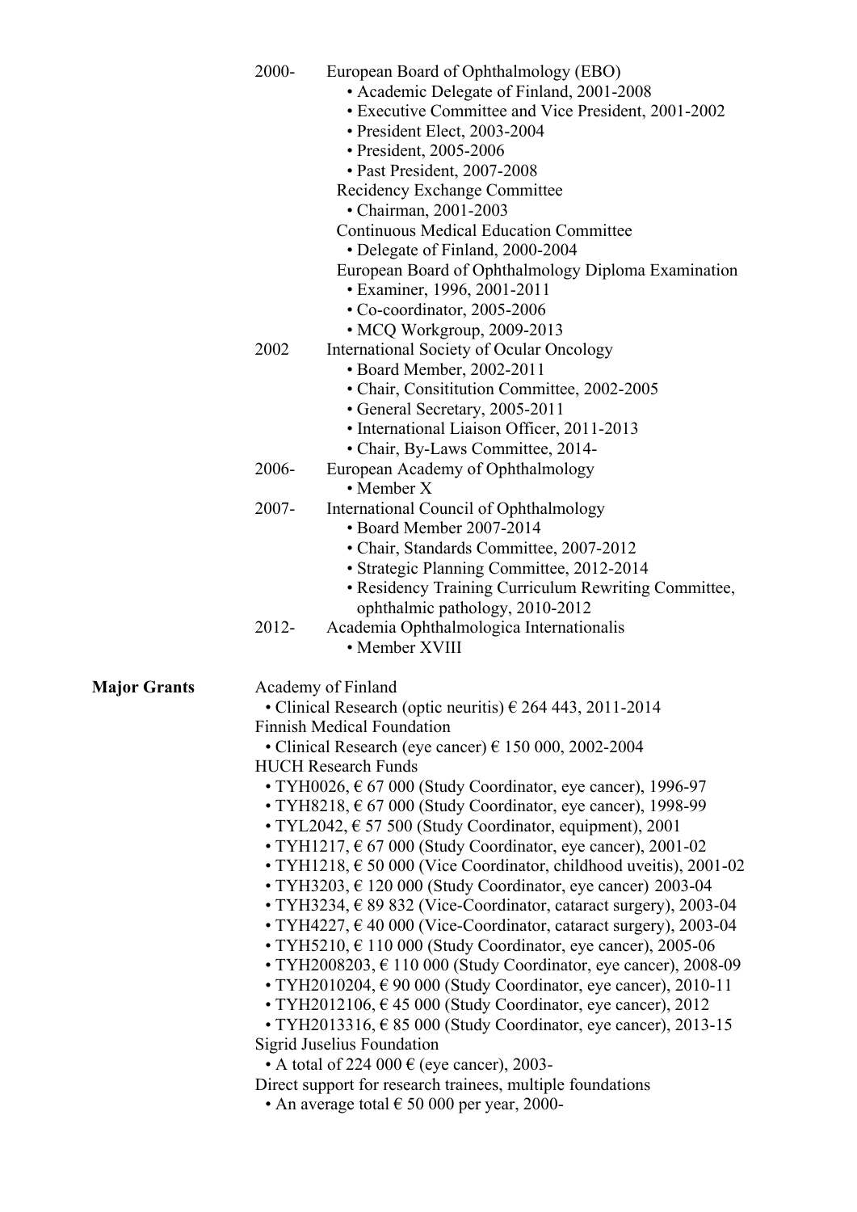2000- European Board of Ophthalmology (EBO)

- Academic Delegate of Finland, 2001-2008
- Executive Committee and Vice President, 2001-2002
- President Elect, 2003-2004
- President, 2005-2006
- Past President, 2007-2008

Recidency Exchange Committee

- Chairman, 2001-2003

Continuous Medical Education Committee

- Delegate of Finland, 2000-2004

European Board of Ophthalmology Diploma Examination

- Examiner, 1996, 2001-2011
- Co-coordinator, 2005-2006
- MCQ Workgroup, 2009-2013

2002 International Society of Ocular Oncology

- Board Member, 2002-2011
- Chair, Consititution Committee, 2002-2005
- General Secretary, 2005-2011
- International Liaison Officer, 2011-2013
- Chair, By-Laws Committee, 2014-

2006- European Academy of Ophthalmology

- Member X

2007- International Council of Ophthalmology

- Board Member 2007-2014
- Chair, Standards Committee, 2007-2012
- Strategic Planning Committee, 2012-2014
- Residency Training Curriculum Rewriting Committee, ophthalmic pathology, 2010-2012

2012- Academia Ophthalmologica Internationalis

- Member XVIII

**Major Grants**

Academy of Finland

- Clinical Research (optic neuritis) € 264 443, 2011-2014

Finnish Medical Foundation

- Clinical Research (eye cancer) € 150 000, 2002-2004

HUCH Research Funds

- TYH0026, € 67 000 (Study Coordinator, eye cancer), 1996-97
- TYH8218, € 67 000 (Study Coordinator, eye cancer), 1998-99
- TYL2042, € 57 500 (Study Coordinator, equipment), 2001
- TYH1217, € 67 000 (Study Coordinator, eye cancer), 2001-02
- TYH1218, € 50 000 (Vice Coordinator, childhood uveitis), 2001-02
- TYH3203, € 120 000 (Study Coordinator, eye cancer) 2003-04
- TYH3234, € 89 832 (Vice-Coordinator, cataract surgery), 2003-04
- TYH4227, € 40 000 (Vice-Coordinator, cataract surgery), 2003-04
- TYH5210, € 110 000 (Study Coordinator, eye cancer), 2005-06
- TYH2008203, € 110 000 (Study Coordinator, eye cancer), 2008-09
- TYH2010204, € 90 000 (Study Coordinator, eye cancer), 2010-11
- TYH2012106, € 45 000 (Study Coordinator, eye cancer), 2012
- TYH2013316, € 85 000 (Study Coordinator, eye cancer), 2013-15

Sigrid Juselius Foundation

- A total of 224 000 € (eye cancer), 2003-

Direct support for research trainees, multiple foundations

- An average total € 50 000 per year, 2000-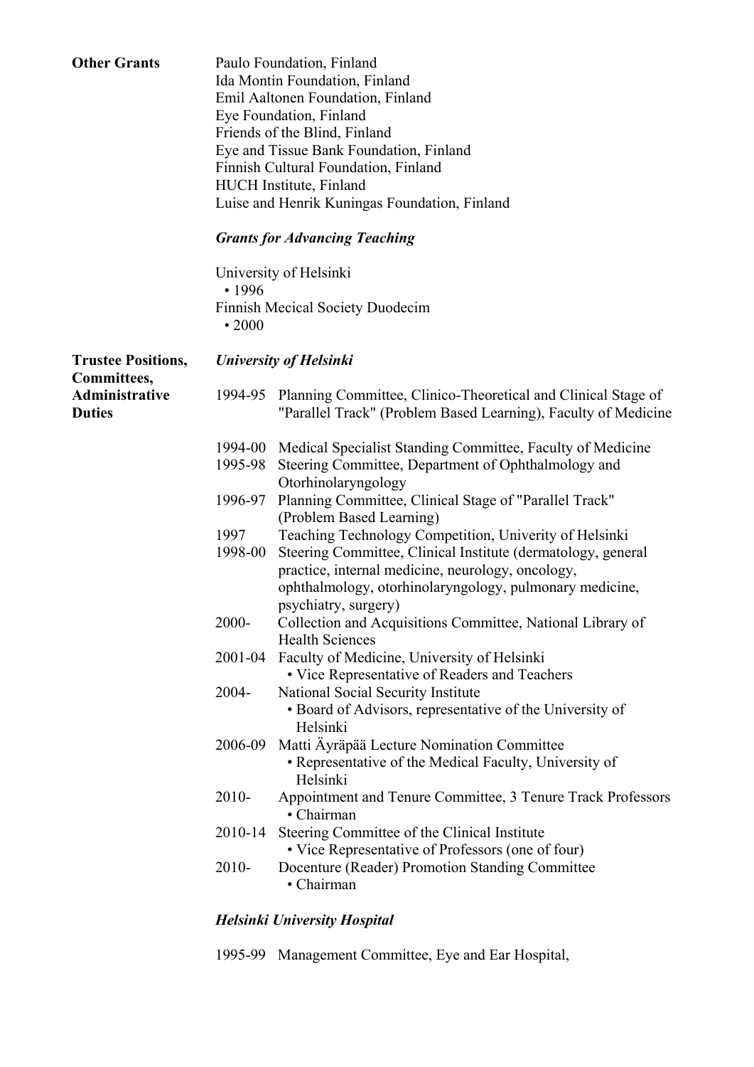**Other Grants**

Paulo Foundation, Finland
Ida Montin Foundation, Finland
Emil Aaltonen Foundation, Finland
Eye Foundation, Finland
Friends of the Blind, Finland
Eye and Tissue Bank Foundation, Finland
Finnish Cultural Foundation, Finland
HUCH Institute, Finland
Luise and Henrik Kuningas Foundation, Finland

***Grants for Advancing Teaching***

University of Helsinki
- 1996

Finnish Mecical Society Duodecim
- 2000

**Trustee Positions, Committees, Administrative Duties**

***University of Helsinki***

1994-95 Planning Committee, Clinico-Theoretical and Clinical Stage of "Parallel Track" (Problem Based Learning), Faculty of Medicine

1994-00 Medical Specialist Standing Committee, Faculty of Medicine
1995-98 Steering Committee, Department of Ophthalmology and Otorhinolaryngology
1996-97 Planning Committee, Clinical Stage of "Parallel Track" (Problem Based Learning)
1997 Teaching Technology Competition, Univerity of Helsinki
1998-00 Steering Committee, Clinical Institute (dermatology, general practice, internal medicine, neurology, oncology, ophthalmology, otorhinolaryngology, pulmonary medicine, psychiatry, surgery)
2000- Collection and Acquisitions Committee, National Library of Health Sciences
2001-04 Faculty of Medicine, University of Helsinki
- Vice Representative of Readers and Teachers

2004- National Social Security Institute
- Board of Advisors, representative of the University of Helsinki

2006-09 Matti Äyräpää Lecture Nomination Committee
- Representative of the Medical Faculty, University of Helsinki

2010- Appointment and Tenure Committee, 3 Tenure Track Professors
- Chairman

2010-14 Steering Committee of the Clinical Institute
- Vice Representative of Professors (one of four)

2010- Docenture (Reader) Promotion Standing Committee
- Chairman

***Helsinki University Hospital***

1995-99 Management Committee, Eye and Ear Hospital,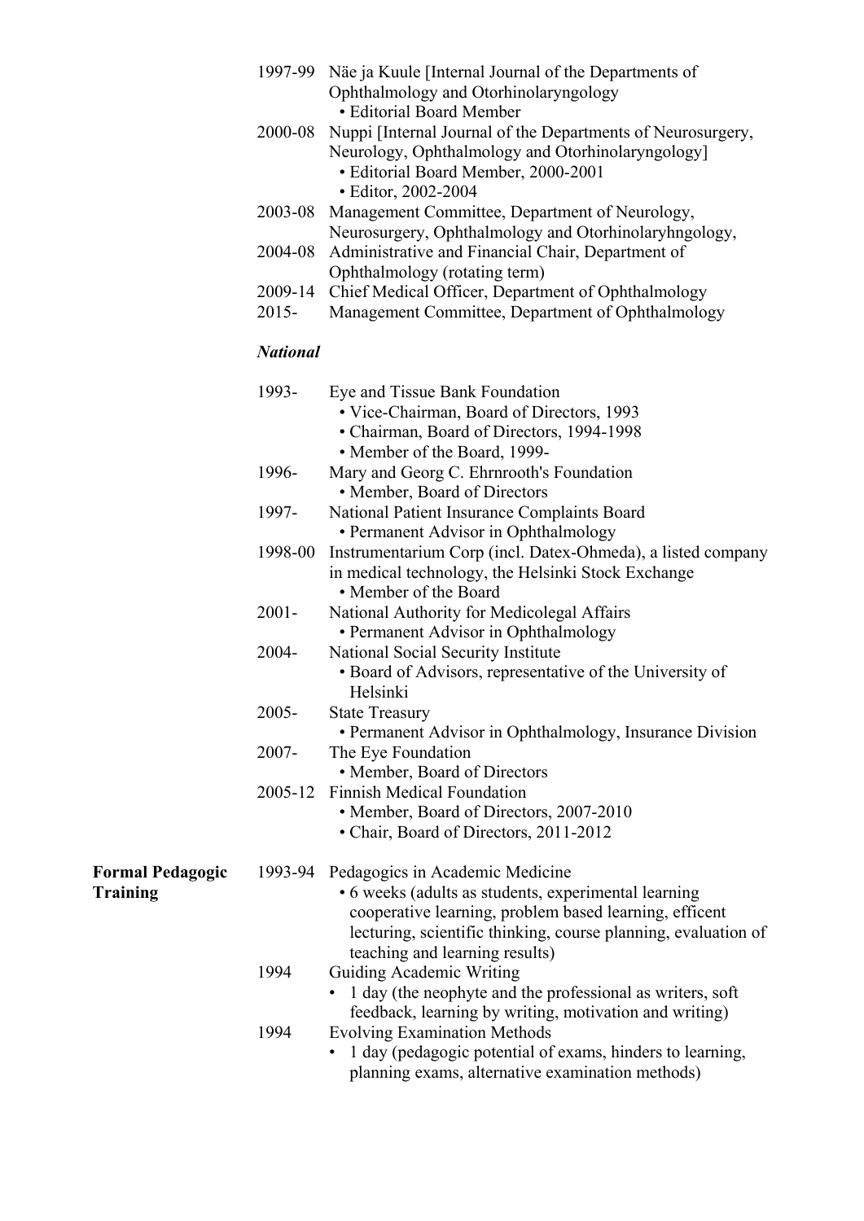1997-99 Näe ja Kuule [Internal Journal of the Departments of Ophthalmology and Otorhinolaryngology
- Editorial Board Member

2000-08 Nuppi [Internal Journal of the Departments of Neurosurgery, Neurology, Ophthalmology and Otorhinolaryngology]
- Editorial Board Member, 2000-2001
- Editor, 2002-2004

2003-08 Management Committee, Department of Neurology, Neurosurgery, Ophthalmology and Otorhinolaryhngology,

2004-08 Administrative and Financial Chair, Department of Ophthalmology (rotating term)

2009-14 Chief Medical Officer, Department of Ophthalmology

2015- Management Committee, Department of Ophthalmology

***National***

1993- Eye and Tissue Bank Foundation
- Vice-Chairman, Board of Directors, 1993
- Chairman, Board of Directors, 1994-1998
- Member of the Board, 1999-

1996- Mary and Georg C. Ehrnrooth's Foundation
- Member, Board of Directors

1997- National Patient Insurance Complaints Board
- Permanent Advisor in Ophthalmology

1998-00 Instrumentarium Corp (incl. Datex-Ohmeda), a listed company in medical technology, the Helsinki Stock Exchange
- Member of the Board

2001- National Authority for Medicolegal Affairs
- Permanent Advisor in Ophthalmology

2004- National Social Security Institute
- Board of Advisors, representative of the University of Helsinki

2005- State Treasury
- Permanent Advisor in Ophthalmology, Insurance Division

2007- The Eye Foundation
- Member, Board of Directors

2005-12 Finnish Medical Foundation
- Member, Board of Directors, 2007-2010
- Chair, Board of Directors, 2011-2012

**Formal Pedagogic Training**

1993-94 Pedagogics in Academic Medicine
- 6 weeks (adults as students, experimental learning cooperative learning, problem based learning, efficent lecturing, scientific thinking, course planning, evaluation of teaching and learning results)

1994 Guiding Academic Writing
- 1 day (the neophyte and the professional as writers, soft feedback, learning by writing, motivation and writing)

1994 Evolving Examination Methods
- 1 day (pedagogic potential of exams, hinders to learning, planning exams, alternative examination methods)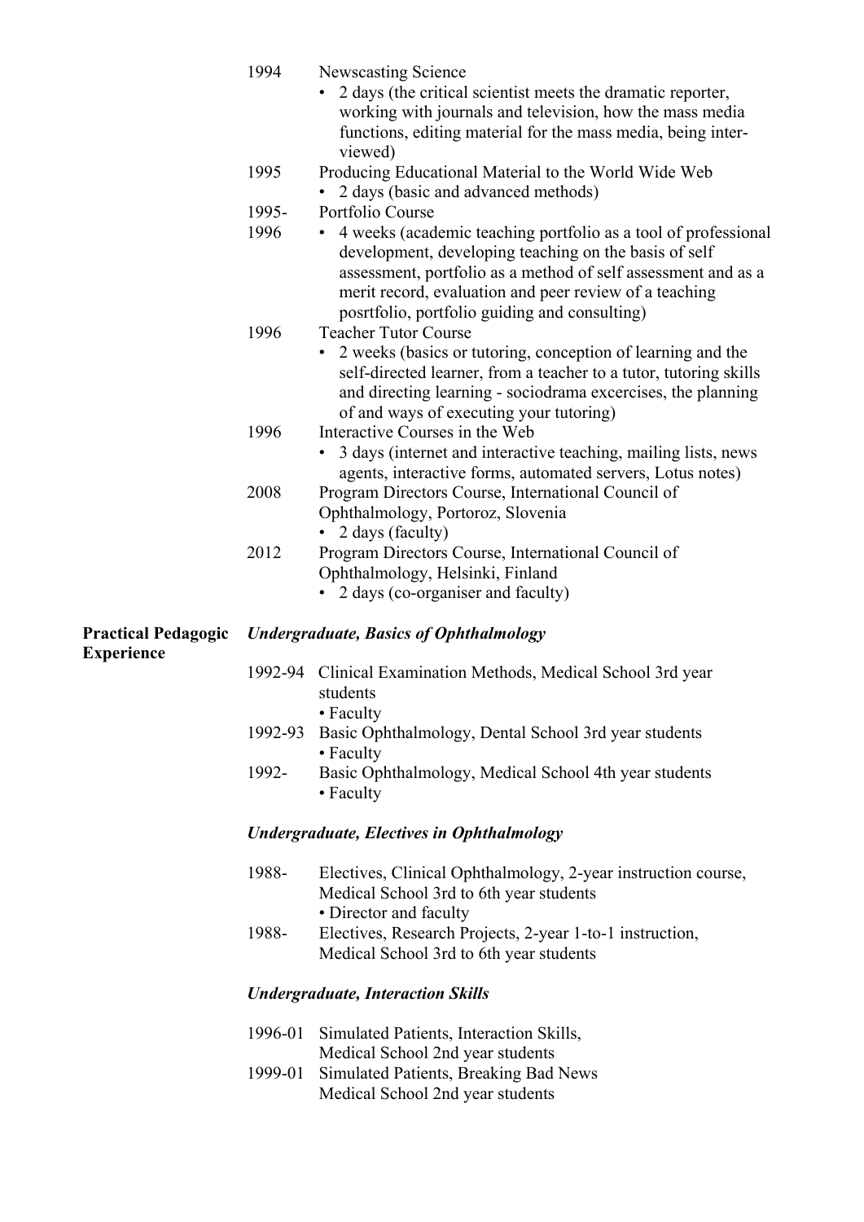1994 Newscasting Science

- 2 days (the critical scientist meets the dramatic reporter, working with journals and television, how the mass media functions, editing material for the mass media, being interviewed)

1995 Producing Educational Material to the World Wide Web

- 2 days (basic and advanced methods)

1995-1996 Portfolio Course

- 4 weeks (academic teaching portfolio as a tool of professional development, developing teaching on the basis of self assessment, portfolio as a method of self assessment and as a merit record, evaluation and peer review of a teaching posrtfolio, portfolio guiding and consulting)

1996 Teacher Tutor Course

- 2 weeks (basics or tutoring, conception of learning and the self-directed learner, from a teacher to a tutor, tutoring skills and directing learning - sociodrama excercises, the planning of and ways of executing your tutoring)

1996 Interactive Courses in the Web

- 3 days (internet and interactive teaching, mailing lists, news agents, interactive forms, automated servers, Lotus notes)

2008 Program Directors Course, International Council of Ophthalmology, Portoroz, Slovenia

- 2 days (faculty)

2012 Program Directors Course, International Council of Ophthalmology, Helsinki, Finland

- 2 days (co-organiser and faculty)

**Practical Pedagogic Experience**

***Undergraduate, Basics of Ophthalmology***

1992-94 Clinical Examination Methods, Medical School 3rd year students

- Faculty

1992-93 Basic Ophthalmology, Dental School 3rd year students

- Faculty

1992- Basic Ophthalmology, Medical School 4th year students

- Faculty

***Undergraduate, Electives in Ophthalmology***

1988- Electives, Clinical Ophthalmology, 2-year instruction course, Medical School 3rd to 6th year students

- Director and faculty

1988- Electives, Research Projects, 2-year 1-to-1 instruction, Medical School 3rd to 6th year students

***Undergraduate, Interaction Skills***

1996-01 Simulated Patients, Interaction Skills, Medical School 2nd year students

1999-01 Simulated Patients, Breaking Bad News Medical School 2nd year students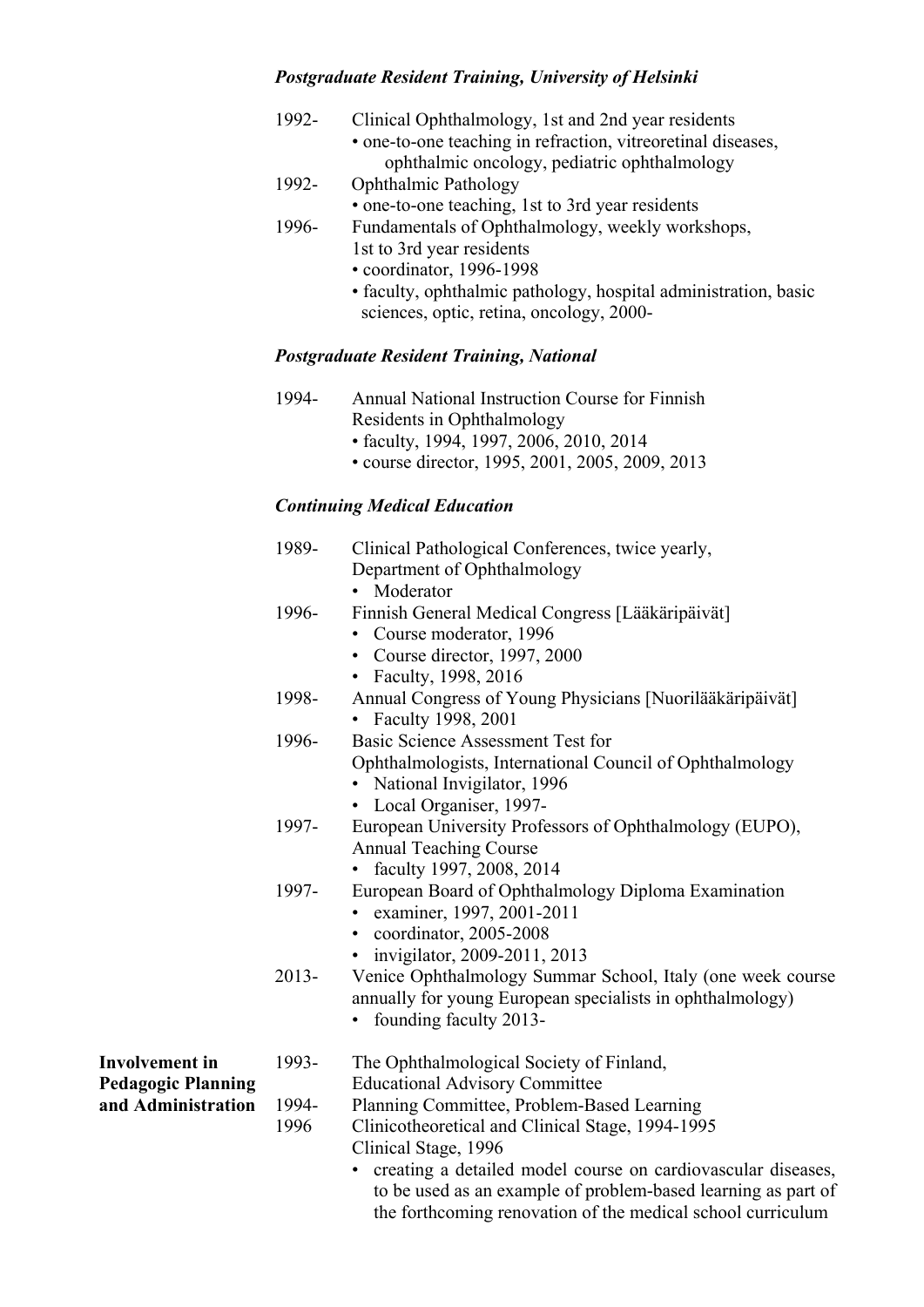### *Postgraduate Resident Training, University of Helsinki*

1992- Clinical Ophthalmology, 1st and 2nd year residents
- one-to-one teaching in refraction, vitreoretinal diseases, ophthalmic oncology, pediatric ophthalmology

1992- Ophthalmic Pathology
- one-to-one teaching, 1st to 3rd year residents

1996- Fundamentals of Ophthalmology, weekly workshops, 1st to 3rd year residents
- coordinator, 1996-1998
- faculty, ophthalmic pathology, hospital administration, basic sciences, optic, retina, oncology, 2000-

### *Postgraduate Resident Training, National*

1994- Annual National Instruction Course for Finnish Residents in Ophthalmology
- faculty, 1994, 1997, 2006, 2010, 2014
- course director, 1995, 2001, 2005, 2009, 2013

### *Continuing Medical Education*

1989- Clinical Pathological Conferences, twice yearly, Department of Ophthalmology
- Moderator

1996- Finnish General Medical Congress [Lääkäripäivät]
- Course moderator, 1996
- Course director, 1997, 2000
- Faculty, 1998, 2016

1998- Annual Congress of Young Physicians [Nuorilääkäripäivät]
- Faculty 1998, 2001

1996- Basic Science Assessment Test for Ophthalmologists, International Council of Ophthalmology
- National Invigilator, 1996
- Local Organiser, 1997-

1997- European University Professors of Ophthalmology (EUPO), Annual Teaching Course
- faculty 1997, 2008, 2014

1997- European Board of Ophthalmology Diploma Examination
- examiner, 1997, 2001-2011
- coordinator, 2005-2008
- invigilator, 2009-2011, 2013

2013- Venice Ophthalmology Summar School, Italy (one week course annually for young European specialists in ophthalmology)
- founding faculty 2013-

**Involvement in Pedagogic Planning and Administration**

1993- The Ophthalmological Society of Finland, Educational Advisory Committee

1994-1996 Planning Committee, Problem-Based Learning
Clinicotheoretical and Clinical Stage, 1994-1995
Clinical Stage, 1996
- creating a detailed model course on cardiovascular diseases, to be used as an example of problem-based learning as part of the forthcoming renovation of the medical school curriculum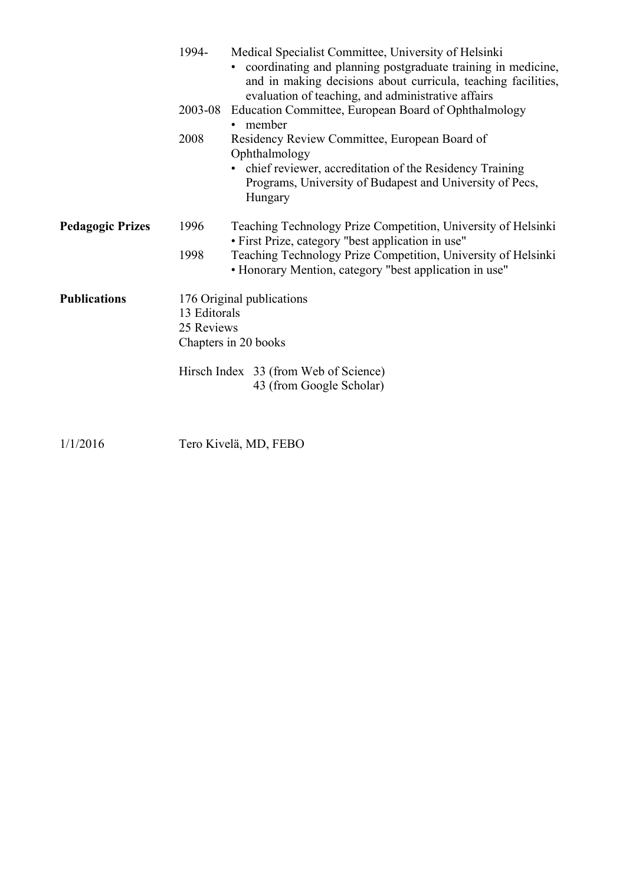| | | |
|---|---|---|
| | 1994- | Medical Specialist Committee, University of Helsinki<br>• coordinating and planning postgraduate training in medicine, and in making decisions about curricula, teaching facilities, evaluation of teaching, and administrative affairs |
| | 2003-08 | Education Committee, European Board of Ophthalmology<br>• member |
| | 2008 | Residency Review Committee, European Board of Ophthalmology<br>• chief reviewer, accreditation of the Residency Training Programs, University of Budapest and University of Pecs, Hungary |
| **Pedagogic Prizes** | 1996 | Teaching Technology Prize Competition, University of Helsinki<br>• First Prize, category "best application in use" |
| | 1998 | Teaching Technology Prize Competition, University of Helsinki<br>• Honorary Mention, category "best application in use" |

**Publications**

176 Original publications
13 Editorals
25 Reviews
Chapters in 20 books

Hirsch Index 33 (from Web of Science)
43 (from Google Scholar)

1/1/2016 Tero Kivelä, MD, FEBO